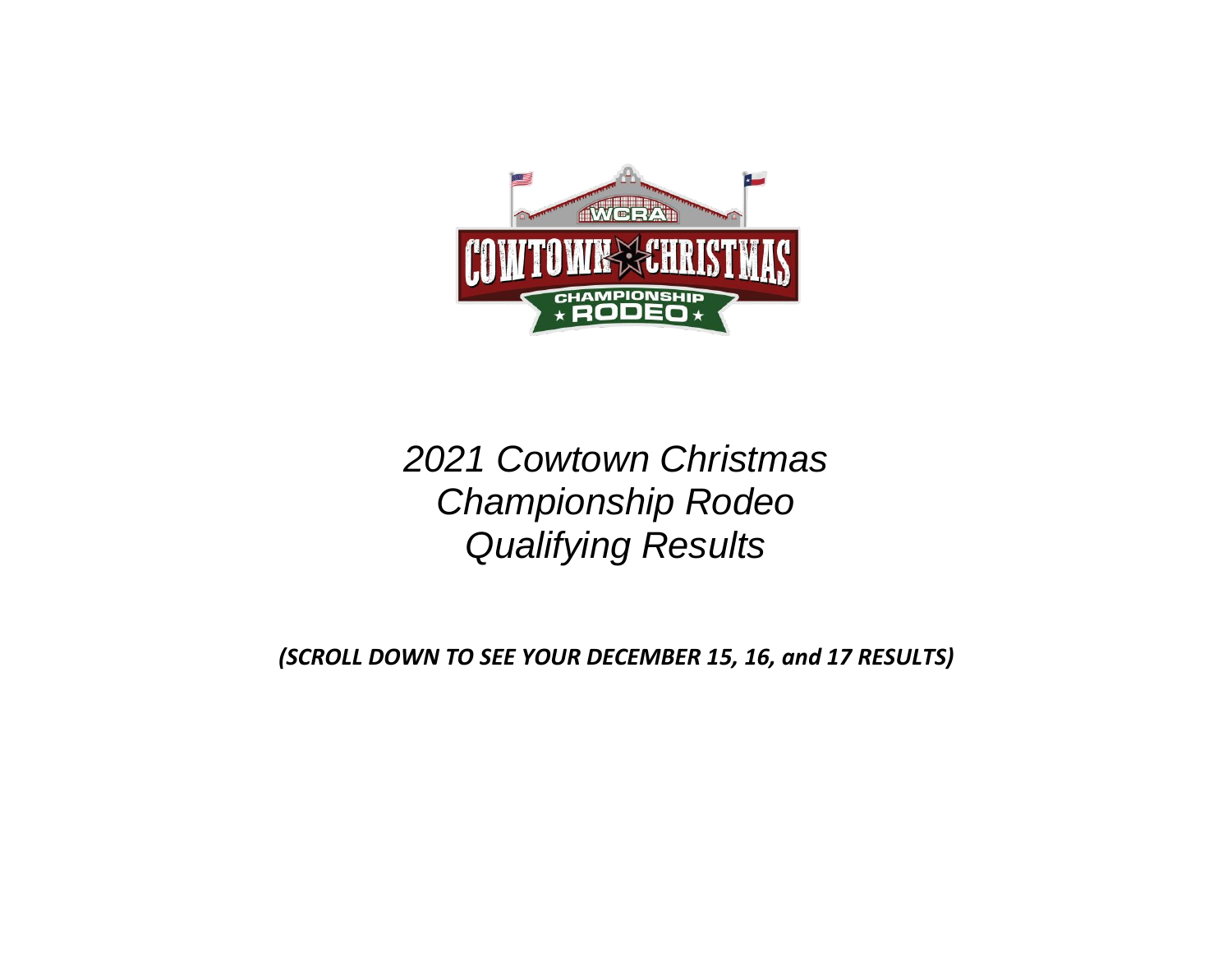# 2021 Cowtown Christmas Championship Rodeo Qualifying Results

***(SCROLL DOWN TO SEE YOUR DECEMBER 15, 16, and 17 RESULTS)***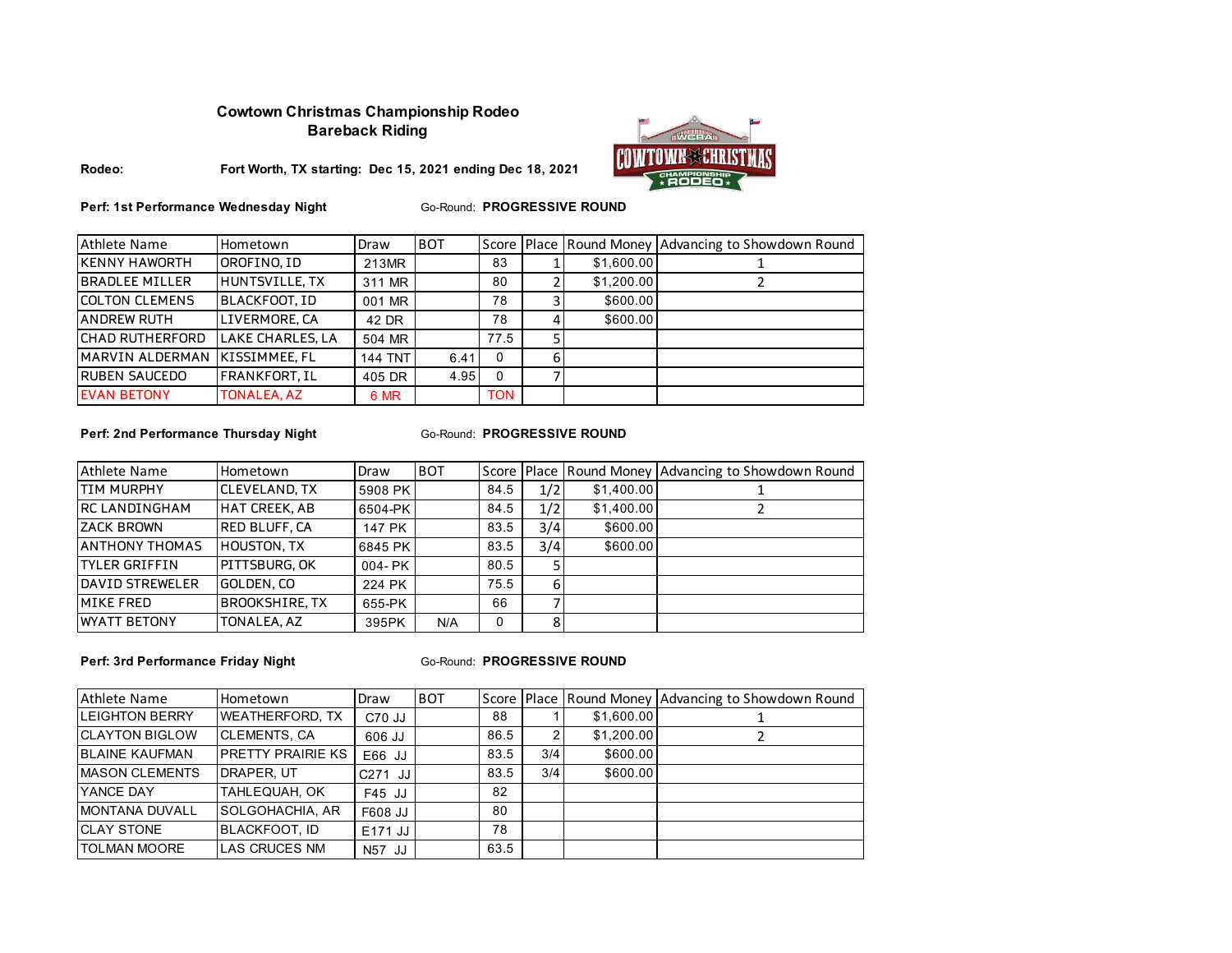## Cowtown Christmas Championship Rodeo
## Bareback Riding

**Rodeo:** **Fort Worth, TX starting: Dec 15, 2021 ending Dec 18, 2021**

**Perf: 1st Performance Wednesday Night** Go-Round: **PROGRESSIVE ROUND**

| Athlete Name | Hometown | Draw | BOT | Score | Place | Round Money | Advancing to Showdown Round |
|---|---|---|---|---|---|---|---|
| KENNY HAWORTH | OROFINO, ID | 213MR | | 83 | 1 | $1,600.00 | 1 |
| BRADLEE MILLER | HUNTSVILLE, TX | 311 MR | | 80 | 2 | $1,200.00 | 2 |
| COLTON CLEMENS | BLACKFOOT, ID | 001 MR | | 78 | 3 | $600.00 | |
| ANDREW RUTH | LIVERMORE, CA | 42 DR | | 78 | 4 | $600.00 | |
| CHAD RUTHERFORD | LAKE CHARLES, LA | 504 MR | | 77.5 | 5 | | |
| MARVIN ALDERMAN | KISSIMMEE, FL | 144 TNT | 6.41 | 0 | 6 | | |
| RUBEN SAUCEDO | FRANKFORT, IL | 405 DR | 4.95 | 0 | 7 | | |
| EVAN BETONY | TONALEA, AZ | 6 MR | | TON | | | |

**Perf: 2nd Performance Thursday Night** Go-Round: **PROGRESSIVE ROUND**

| Athlete Name | Hometown | Draw | BOT | Score | Place | Round Money | Advancing to Showdown Round |
|---|---|---|---|---|---|---|---|
| TIM MURPHY | CLEVELAND, TX | 5908 PK | | 84.5 | 1/2 | $1,400.00 | 1 |
| RC LANDINGHAM | HAT CREEK, AB | 6504-PK | | 84.5 | 1/2 | $1,400.00 | 2 |
| ZACK BROWN | RED BLUFF, CA | 147 PK | | 83.5 | 3/4 | $600.00 | |
| ANTHONY THOMAS | HOUSTON, TX | 6845 PK | | 83.5 | 3/4 | $600.00 | |
| TYLER GRIFFIN | PITTSBURG, OK | 004- PK | | 80.5 | 5 | | |
| DAVID STREWELER | GOLDEN, CO | 224 PK | | 75.5 | 6 | | |
| MIKE FRED | BROOKSHIRE, TX | 655-PK | | 66 | 7 | | |
| WYATT BETONY | TONALEA, AZ | 395PK | N/A | 0 | 8 | | |

**Perf: 3rd Performance Friday Night** Go-Round: **PROGRESSIVE ROUND**

| Athlete Name | Hometown | Draw | BOT | Score | Place | Round Money | Advancing to Showdown Round |
|---|---|---|---|---|---|---|---|
| LEIGHTON BERRY | WEATHERFORD, TX | C70 JJ | | 88 | 1 | $1,600.00 | 1 |
| CLAYTON BIGLOW | CLEMENTS, CA | 606 JJ | | 86.5 | 2 | $1,200.00 | 2 |
| BLAINE KAUFMAN | PRETTY PRAIRIE KS | E66 JJ | | 83.5 | 3/4 | $600.00 | |
| MASON CLEMENTS | DRAPER, UT | C271 JJ | | 83.5 | 3/4 | $600.00 | |
| YANCE DAY | TAHLEQUAH, OK | F45 JJ | | 82 | | | |
| MONTANA DUVALL | SOLGOHACHIA, AR | F608 JJ | | 80 | | | |
| CLAY STONE | BLACKFOOT, ID | E171 JJ | | 78 | | | |
| TOLMAN MOORE | LAS CRUCES NM | N57 JJ | | 63.5 | | | |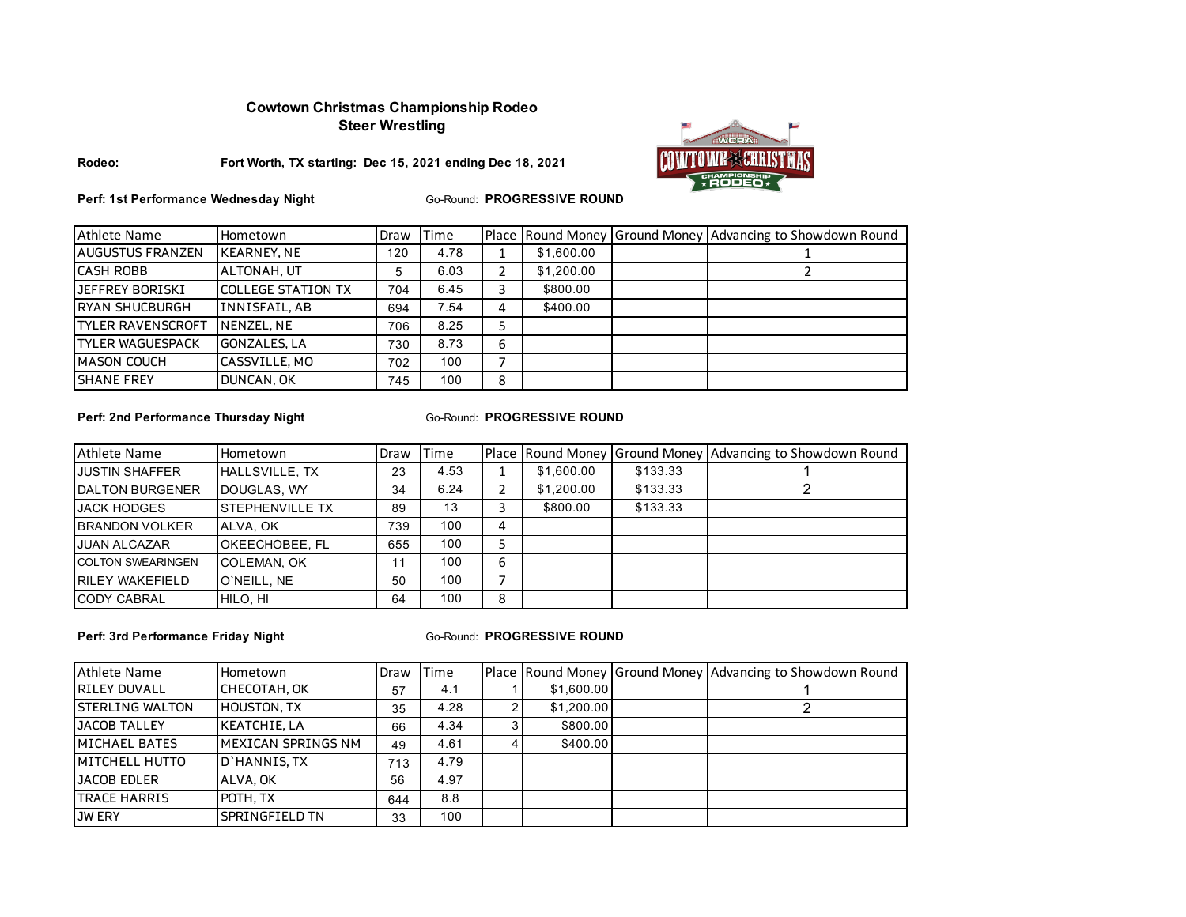**Cowtown Christmas Championship Rodeo**
**Steer Wrestling**

**Rodeo:** **Fort Worth, TX starting: Dec 15, 2021 ending Dec 18, 2021**

**Perf: 1st Performance Wednesday Night** Go-Round: **PROGRESSIVE ROUND**

| Athlete Name | Hometown | Draw | Time | Place | Round Money | Ground Money | Advancing to Showdown Round |
|---|---|---|---|---|---|---|---|
| AUGUSTUS FRANZEN | KEARNEY, NE | 120 | 4.78 | 1 | $1,600.00 | | 1 |
| CASH ROBB | ALTONAH, UT | 5 | 6.03 | 2 | $1,200.00 | | 2 |
| JEFFREY BORISKI | COLLEGE STATION TX | 704 | 6.45 | 3 | $800.00 | | |
| RYAN SHUCBURGH | INNISFAIL, AB | 694 | 7.54 | 4 | $400.00 | | |
| TYLER RAVENSCROFT | NENZEL, NE | 706 | 8.25 | 5 | | | |
| TYLER WAGUESPACK | GONZALES, LA | 730 | 8.73 | 6 | | | |
| MASON COUCH | CASSVILLE, MO | 702 | 100 | 7 | | | |
| SHANE FREY | DUNCAN, OK | 745 | 100 | 8 | | | |

**Perf: 2nd Performance Thursday Night** Go-Round: **PROGRESSIVE ROUND**

| Athlete Name | Hometown | Draw | Time | Place | Round Money | Ground Money | Advancing to Showdown Round |
|---|---|---|---|---|---|---|---|
| JUSTIN SHAFFER | HALLSVILLE, TX | 23 | 4.53 | 1 | $1,600.00 | $133.33 | 1 |
| DALTON BURGENER | DOUGLAS, WY | 34 | 6.24 | 2 | $1,200.00 | $133.33 | 2 |
| JACK HODGES | STEPHENVILLE TX | 89 | 13 | 3 | $800.00 | $133.33 | |
| BRANDON VOLKER | ALVA, OK | 739 | 100 | 4 | | | |
| JUAN ALCAZAR | OKEECHOBEE, FL | 655 | 100 | 5 | | | |
| COLTON SWEARINGEN | COLEMAN, OK | 11 | 100 | 6 | | | |
| RILEY WAKEFIELD | O`NEILL, NE | 50 | 100 | 7 | | | |
| CODY CABRAL | HILO, HI | 64 | 100 | 8 | | | |

**Perf: 3rd Performance Friday Night** Go-Round: **PROGRESSIVE ROUND**

| Athlete Name | Hometown | Draw | Time | Place | Round Money | Ground Money | Advancing to Showdown Round |
|---|---|---|---|---|---|---|---|
| RILEY DUVALL | CHECOTAH, OK | 57 | 4.1 | 1 | $1,600.00 | | 1 |
| STERLING WALTON | HOUSTON, TX | 35 | 4.28 | 2 | $1,200.00 | | 2 |
| JACOB TALLEY | KEATCHIE, LA | 66 | 4.34 | 3 | $800.00 | | |
| MICHAEL BATES | MEXICAN SPRINGS NM | 49 | 4.61 | 4 | $400.00 | | |
| MITCHELL HUTTO | D`HANNIS, TX | 713 | 4.79 | | | | |
| JACOB EDLER | ALVA, OK | 56 | 4.97 | | | | |
| TRACE HARRIS | POTH, TX | 644 | 8.8 | | | | |
| JW ERY | SPRINGFIELD TN | 33 | 100 | | | | |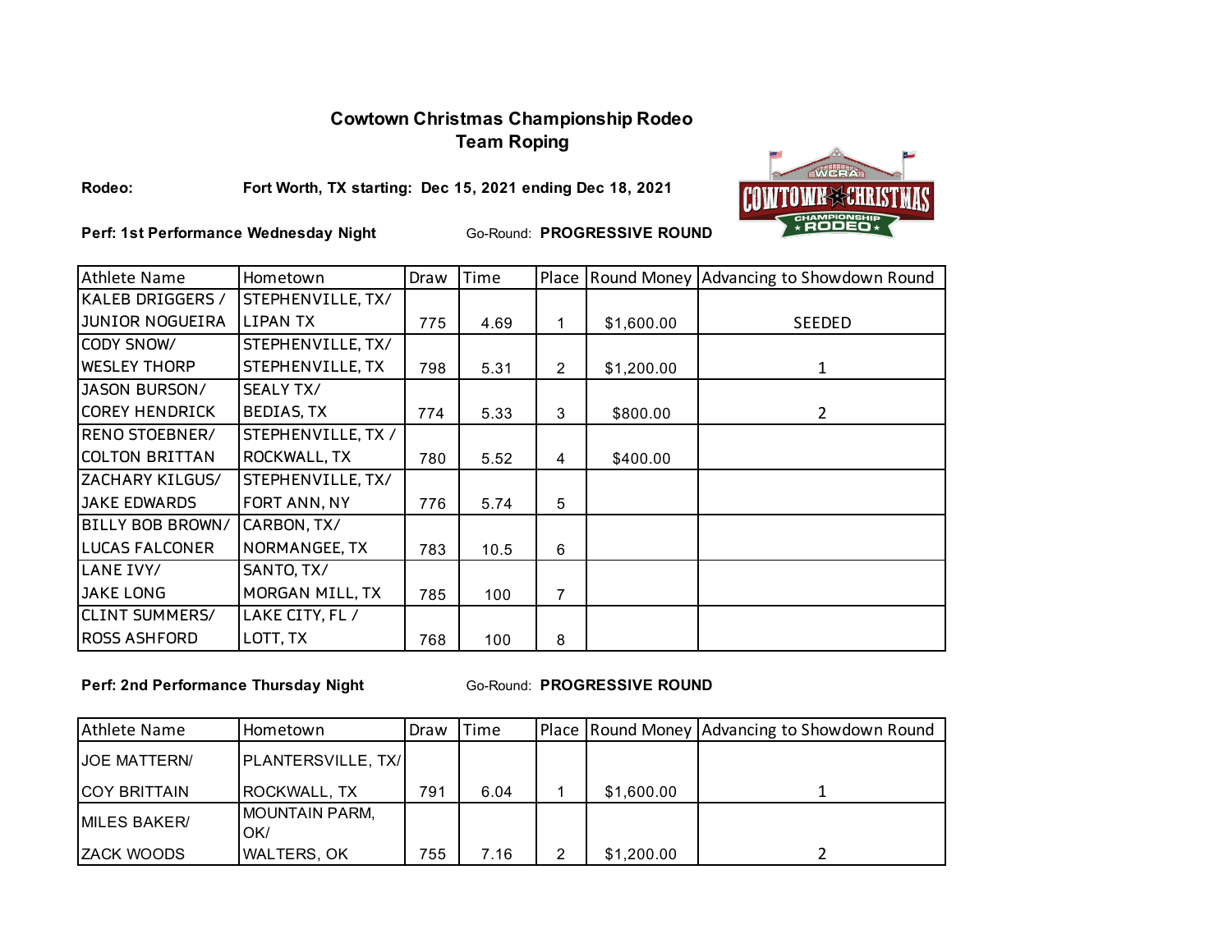# Cowtown Christmas Championship Rodeo

## Team Roping

**Rodeo:** **Fort Worth, TX starting: Dec 15, 2021 ending Dec 18, 2021**

**Perf: 1st Performance Wednesday Night** Go-Round: **PROGRESSIVE ROUND**

| Athlete Name | Hometown | Draw | Time | Place | Round Money | Advancing to Showdown Round |
|---|---|---|---|---|---|---|
| KALEB DRIGGERS / JUNIOR NOGUEIRA | STEPHENVILLE, TX/ LIPAN TX | 775 | 4.69 | 1 | $1,600.00 | SEEDED |
| CODY SNOW/ WESLEY THORP | STEPHENVILLE, TX/ STEPHENVILLE, TX | 798 | 5.31 | 2 | $1,200.00 | 1 |
| JASON BURSON/ COREY HENDRICK | SEALY TX/ BEDIAS, TX | 774 | 5.33 | 3 | $800.00 | 2 |
| RENO STOEBNER/ COLTON BRITTAN | STEPHENVILLE, TX / ROCKWALL, TX | 780 | 5.52 | 4 | $400.00 | |
| ZACHARY KILGUS/ JAKE EDWARDS | STEPHENVILLE, TX/ FORT ANN, NY | 776 | 5.74 | 5 | | |
| BILLY BOB BROWN/ LUCAS FALCONER | CARBON, TX/ NORMANGEE, TX | 783 | 10.5 | 6 | | |
| LANE IVY/ JAKE LONG | SANTO, TX/ MORGAN MILL, TX | 785 | 100 | 7 | | |
| CLINT SUMMERS/ ROSS ASHFORD | LAKE CITY, FL / LOTT, TX | 768 | 100 | 8 | | |

**Perf: 2nd Performance Thursday Night** Go-Round: **PROGRESSIVE ROUND**

| Athlete Name | Hometown | Draw | Time | Place | Round Money | Advancing to Showdown Round |
|---|---|---|---|---|---|---|
| JOE MATTERN/ COY BRITTAIN | PLANTERSVILLE, TX/ ROCKWALL, TX | 791 | 6.04 | 1 | $1,600.00 | 1 |
| MILES BAKER/ ZACK WOODS | MOUNTAIN PARM, OK/ WALTERS, OK | 755 | 7.16 | 2 | $1,200.00 | 2 |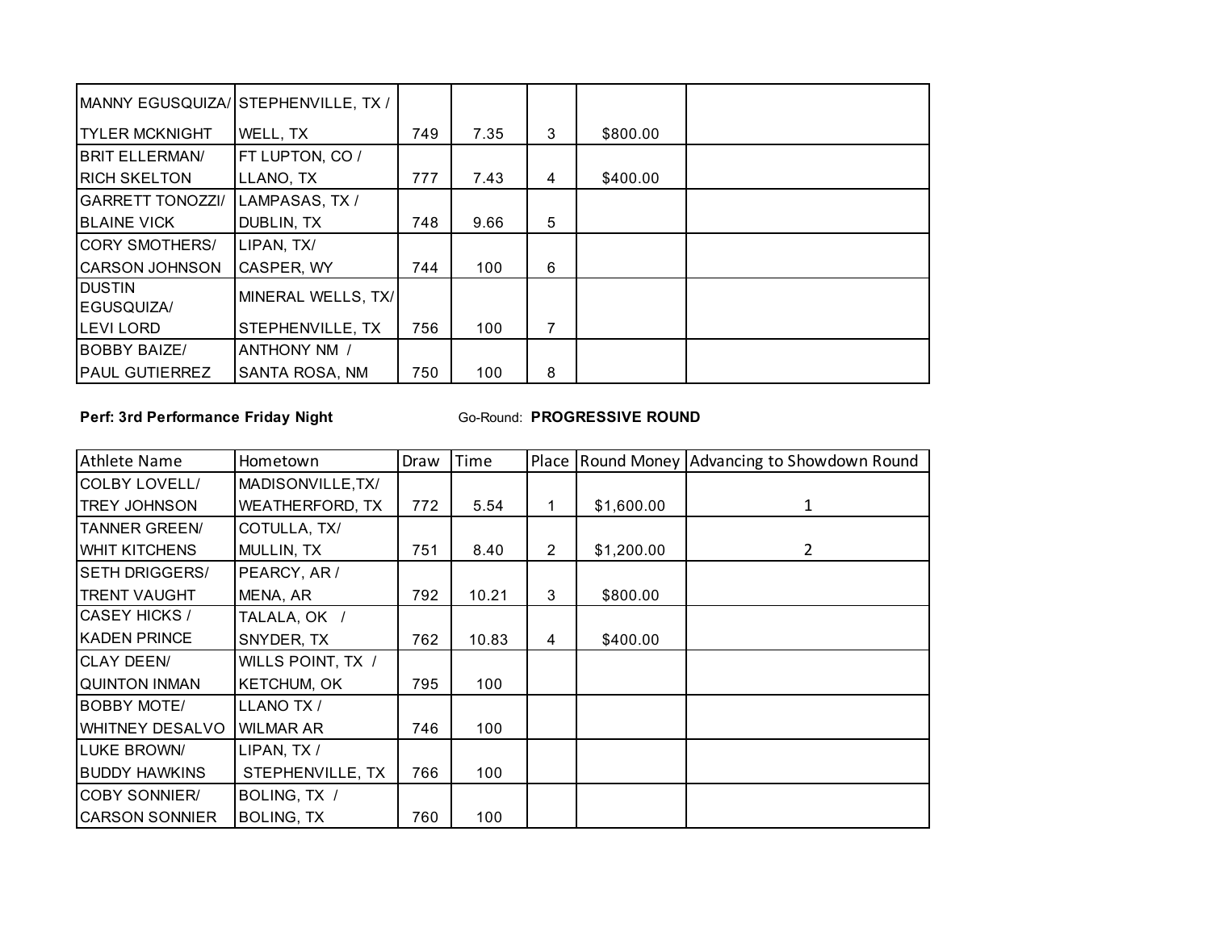| | | | | | | |
|---|---|---|---|---|---|---|
| MANNY EGUSQUIZA/ TYLER MCKNIGHT | STEPHENVILLE, TX / WELL, TX | 749 | 7.35 | 3 | $800.00 | |
| BRIT ELLERMAN/ RICH SKELTON | FT LUPTON, CO / LLANO, TX | 777 | 7.43 | 4 | $400.00 | |
| GARRETT TONOZZI/ BLAINE VICK | LAMPASAS, TX / DUBLIN, TX | 748 | 9.66 | 5 | | |
| CORY SMOTHERS/ CARSON JOHNSON | LIPAN, TX/ CASPER, WY | 744 | 100 | 6 | | |
| DUSTIN EGUSQUIZA/ LEVI LORD | MINERAL WELLS, TX/ STEPHENVILLE, TX | 756 | 100 | 7 | | |
| BOBBY BAIZE/ PAUL GUTIERREZ | ANTHONY NM / SANTA ROSA, NM | 750 | 100 | 8 | | |

**Perf: 3rd Performance Friday Night** Go-Round: **PROGRESSIVE ROUND**

| Athlete Name | Hometown | Draw | Time | Place | Round Money | Advancing to Showdown Round |
|---|---|---|---|---|---|---|
| COLBY LOVELL/ TREY JOHNSON | MADISONVILLE,TX/ WEATHERFORD, TX | 772 | 5.54 | 1 | $1,600.00 | 1 |
| TANNER GREEN/ WHIT KITCHENS | COTULLA, TX/ MULLIN, TX | 751 | 8.40 | 2 | $1,200.00 | 2 |
| SETH DRIGGERS/ TRENT VAUGHT | PEARCY, AR / MENA, AR | 792 | 10.21 | 3 | $800.00 | |
| CASEY HICKS / KADEN PRINCE | TALALA, OK / SNYDER, TX | 762 | 10.83 | 4 | $400.00 | |
| CLAY DEEN/ QUINTON INMAN | WILLS POINT, TX / KETCHUM, OK | 795 | 100 | | | |
| BOBBY MOTE/ WHITNEY DESALVO | LLANO TX / WILMAR AR | 746 | 100 | | | |
| LUKE BROWN/ BUDDY HAWKINS | LIPAN, TX / STEPHENVILLE, TX | 766 | 100 | | | |
| COBY SONNIER/ CARSON SONNIER | BOLING, TX / BOLING, TX | 760 | 100 | | | |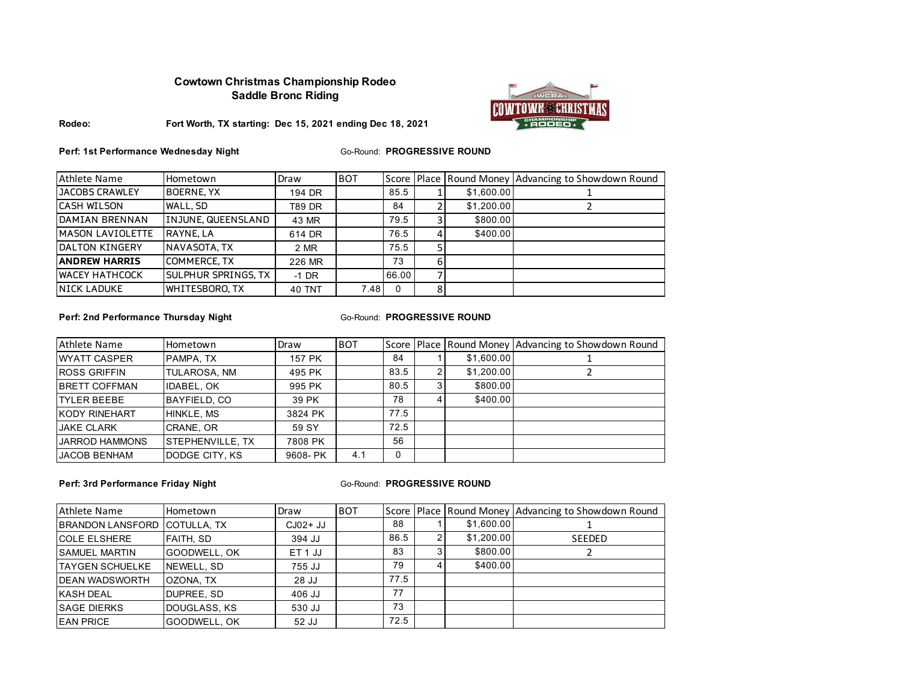**Cowtown Christmas Championship Rodeo**
**Saddle Bronc Riding**

**Rodeo:** **Fort Worth, TX starting: Dec 15, 2021 ending Dec 18, 2021**

**Perf: 1st Performance Wednesday Night** Go-Round: **PROGRESSIVE ROUND**

| Athlete Name | Hometown | Draw | BOT | Score | Place | Round Money | Advancing to Showdown Round |
|---|---|---|---|---|---|---|---|
| JACOBS CRAWLEY | BOERNE, YX | 194 DR | | 85.5 | 1 | $1,600.00 | 1 |
| CASH WILSON | WALL, SD | T89 DR | | 84 | 2 | $1,200.00 | 2 |
| DAMIAN BRENNAN | INJUNE, QUEENSLAND | 43 MR | | 79.5 | 3 | $800.00 | |
| MASON LAVIOLETTE | RAYNE, LA | 614 DR | | 76.5 | 4 | $400.00 | |
| DALTON KINGERY | NAVASOTA, TX | 2 MR | | 75.5 | 5 | | |
| **ANDREW HARRIS** | COMMERCE, TX | 226 MR | | 73 | 6 | | |
| WACEY HATHCOCK | SULPHUR SPRINGS, TX | -1 DR | | 66.00 | 7 | | |
| NICK LADUKE | WHITESBORO, TX | 40 TNT | 7.48 | 0 | 8 | | |

**Perf: 2nd Performance Thursday Night** Go-Round: **PROGRESSIVE ROUND**

| Athlete Name | Hometown | Draw | BOT | Score | Place | Round Money | Advancing to Showdown Round |
|---|---|---|---|---|---|---|---|
| WYATT CASPER | PAMPA, TX | 157 PK | | 84 | 1 | $1,600.00 | 1 |
| ROSS GRIFFIN | TULAROSA, NM | 495 PK | | 83.5 | 2 | $1,200.00 | 2 |
| BRETT COFFMAN | IDABEL, OK | 995 PK | | 80.5 | 3 | $800.00 | |
| TYLER BEEBE | BAYFIELD, CO | 39 PK | | 78 | 4 | $400.00 | |
| KODY RINEHART | HINKLE, MS | 3824 PK | | 77.5 | | | |
| JAKE CLARK | CRANE, OR | 59 SY | | 72.5 | | | |
| JARROD HAMMONS | STEPHENVILLE, TX | 7808 PK | | 56 | | | |
| JACOB BENHAM | DODGE CITY, KS | 9608- PK | 4.1 | 0 | | | |

**Perf: 3rd Performance Friday Night** Go-Round: **PROGRESSIVE ROUND**

| Athlete Name | Hometown | Draw | BOT | Score | Place | Round Money | Advancing to Showdown Round |
|---|---|---|---|---|---|---|---|
| BRANDON LANSFORD | COTULLA, TX | CJ02+ JJ | | 88 | 1 | $1,600.00 | 1 |
| COLE ELSHERE | FAITH, SD | 394 JJ | | 86.5 | 2 | $1,200.00 | SEEDED |
| SAMUEL MARTIN | GOODWELL, OK | ET 1 JJ | | 83 | 3 | $800.00 | 2 |
| TAYGEN SCHUELKE | NEWELL, SD | 755 JJ | | 79 | 4 | $400.00 | |
| DEAN WADSWORTH | OZONA, TX | 28 JJ | | 77.5 | | | |
| KASH DEAL | DUPREE, SD | 406 JJ | | 77 | | | |
| SAGE DIERKS | DOUGLASS, KS | 530 JJ | | 73 | | | |
| EAN PRICE | GOODWELL, OK | 52 JJ | | 72.5 | | | |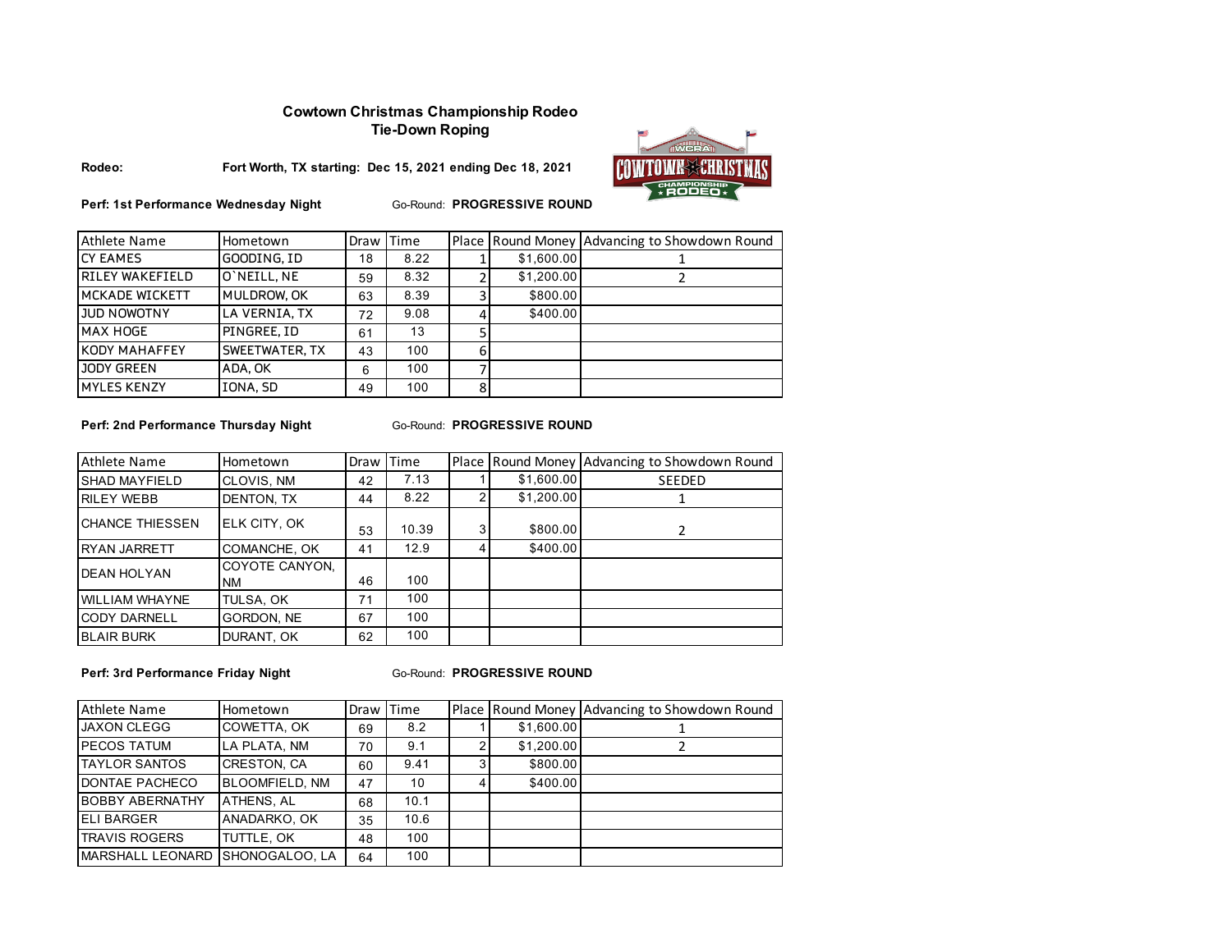# Cowtown Christmas Championship Rodeo
## Tie-Down Roping

**Rodeo:** **Fort Worth, TX starting: Dec 15, 2021 ending Dec 18, 2021**

**Perf: 1st Performance Wednesday Night** Go-Round: **PROGRESSIVE ROUND**

| Athlete Name | Hometown | Draw | Time | Place | Round Money | Advancing to Showdown Round |
|---|---|---|---|---|---|---|
| CY EAMES | GOODING, ID | 18 | 8.22 | 1 | $1,600.00 | 1 |
| RILEY WAKEFIELD | O`NEILL, NE | 59 | 8.32 | 2 | $1,200.00 | 2 |
| MCKADE WICKETT | MULDROW, OK | 63 | 8.39 | 3 | $800.00 | |
| JUD NOWOTNY | LA VERNIA, TX | 72 | 9.08 | 4 | $400.00 | |
| MAX HOGE | PINGREE, ID | 61 | 13 | 5 | | |
| KODY MAHAFFEY | SWEETWATER, TX | 43 | 100 | 6 | | |
| JODY GREEN | ADA, OK | 6 | 100 | 7 | | |
| MYLES KENZY | IONA, SD | 49 | 100 | 8 | | |

**Perf: 2nd Performance Thursday Night** Go-Round: **PROGRESSIVE ROUND**

| Athlete Name | Hometown | Draw | Time | Place | Round Money | Advancing to Showdown Round |
|---|---|---|---|---|---|---|
| SHAD MAYFIELD | CLOVIS, NM | 42 | 7.13 | 1 | $1,600.00 | SEEDED |
| RILEY WEBB | DENTON, TX | 44 | 8.22 | 2 | $1,200.00 | 1 |
| CHANCE THIESSEN | ELK CITY, OK | 53 | 10.39 | 3 | $800.00 | 2 |
| RYAN JARRETT | COMANCHE, OK | 41 | 12.9 | 4 | $400.00 | |
| DEAN HOLYAN | COYOTE CANYON, NM | 46 | 100 | | | |
| WILLIAM WHAYNE | TULSA, OK | 71 | 100 | | | |
| CODY DARNELL | GORDON, NE | 67 | 100 | | | |
| BLAIR BURK | DURANT, OK | 62 | 100 | | | |

**Perf: 3rd Performance Friday Night** Go-Round: **PROGRESSIVE ROUND**

| Athlete Name | Hometown | Draw | Time | Place | Round Money | Advancing to Showdown Round |
|---|---|---|---|---|---|---|
| JAXON CLEGG | COWETTA, OK | 69 | 8.2 | 1 | $1,600.00 | 1 |
| PECOS TATUM | LA PLATA, NM | 70 | 9.1 | 2 | $1,200.00 | 2 |
| TAYLOR SANTOS | CRESTON, CA | 60 | 9.41 | 3 | $800.00 | |
| DONTAE PACHECO | BLOOMFIELD, NM | 47 | 10 | 4 | $400.00 | |
| BOBBY ABERNATHY | ATHENS, AL | 68 | 10.1 | | | |
| ELI BARGER | ANADARKO, OK | 35 | 10.6 | | | |
| TRAVIS ROGERS | TUTTLE, OK | 48 | 100 | | | |
| MARSHALL LEONARD | SHONOGALOO, LA | 64 | 100 | | | |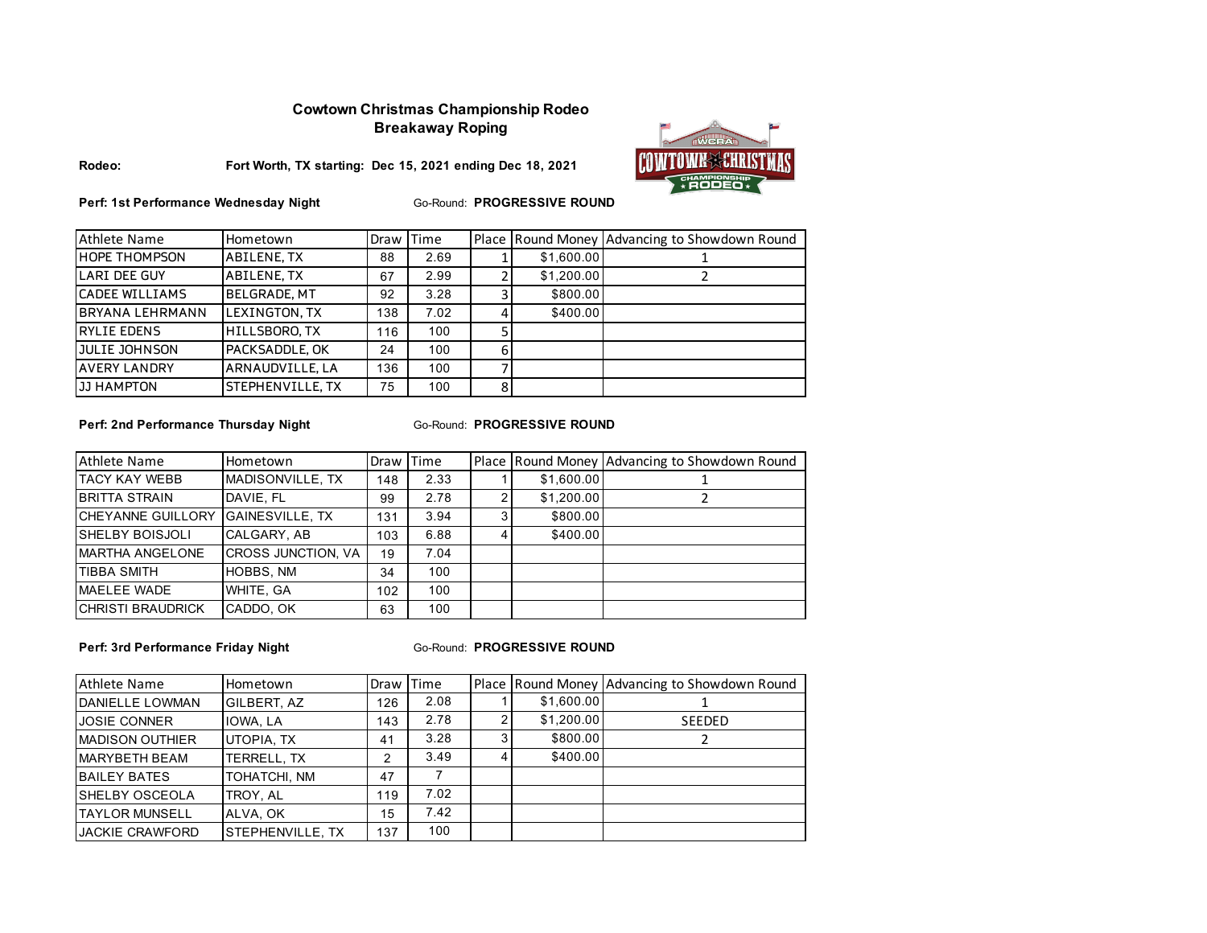## Cowtown Christmas Championship Rodeo
## Breakaway Roping

**Rodeo:** **Fort Worth, TX starting: Dec 15, 2021 ending Dec 18, 2021**

**Perf: 1st Performance Wednesday Night** Go-Round: **PROGRESSIVE ROUND**

| Athlete Name | Hometown | Draw | Time | Place | Round Money | Advancing to Showdown Round |
|---|---|---|---|---|---|---|
| HOPE THOMPSON | ABILENE, TX | 88 | 2.69 | 1 | $1,600.00 | 1 |
| LARI DEE GUY | ABILENE, TX | 67 | 2.99 | 2 | $1,200.00 | 2 |
| CADEE WILLIAMS | BELGRADE, MT | 92 | 3.28 | 3 | $800.00 | |
| BRYANA LEHRMANN | LEXINGTON, TX | 138 | 7.02 | 4 | $400.00 | |
| RYLIE EDENS | HILLSBORO, TX | 116 | 100 | 5 | | |
| JULIE JOHNSON | PACKSADDLE, OK | 24 | 100 | 6 | | |
| AVERY LANDRY | ARNAUDVILLE, LA | 136 | 100 | 7 | | |
| JJ HAMPTON | STEPHENVILLE, TX | 75 | 100 | 8 | | |

**Perf: 2nd Performance Thursday Night** Go-Round: **PROGRESSIVE ROUND**

| Athlete Name | Hometown | Draw | Time | Place | Round Money | Advancing to Showdown Round |
|---|---|---|---|---|---|---|
| TACY KAY WEBB | MADISONVILLE, TX | 148 | 2.33 | 1 | $1,600.00 | 1 |
| BRITTA STRAIN | DAVIE, FL | 99 | 2.78 | 2 | $1,200.00 | 2 |
| CHEYANNE GUILLORY | GAINESVILLE, TX | 131 | 3.94 | 3 | $800.00 | |
| SHELBY BOISJOLI | CALGARY, AB | 103 | 6.88 | 4 | $400.00 | |
| MARTHA ANGELONE | CROSS JUNCTION, VA | 19 | 7.04 | | | |
| TIBBA SMITH | HOBBS, NM | 34 | 100 | | | |
| MAELEE WADE | WHITE, GA | 102 | 100 | | | |
| CHRISTI BRAUDRICK | CADDO, OK | 63 | 100 | | | |

**Perf: 3rd Performance Friday Night** Go-Round: **PROGRESSIVE ROUND**

| Athlete Name | Hometown | Draw | Time | Place | Round Money | Advancing to Showdown Round |
|---|---|---|---|---|---|---|
| DANIELLE LOWMAN | GILBERT, AZ | 126 | 2.08 | 1 | $1,600.00 | 1 |
| JOSIE CONNER | IOWA, LA | 143 | 2.78 | 2 | $1,200.00 | SEEDED |
| MADISON OUTHIER | UTOPIA, TX | 41 | 3.28 | 3 | $800.00 | 2 |
| MARYBETH BEAM | TERRELL, TX | 2 | 3.49 | 4 | $400.00 | |
| BAILEY BATES | TOHATCHI, NM | 47 | 7 | | | |
| SHELBY OSCEOLA | TROY, AL | 119 | 7.02 | | | |
| TAYLOR MUNSELL | ALVA, OK | 15 | 7.42 | | | |
| JACKIE CRAWFORD | STEPHENVILLE, TX | 137 | 100 | | | |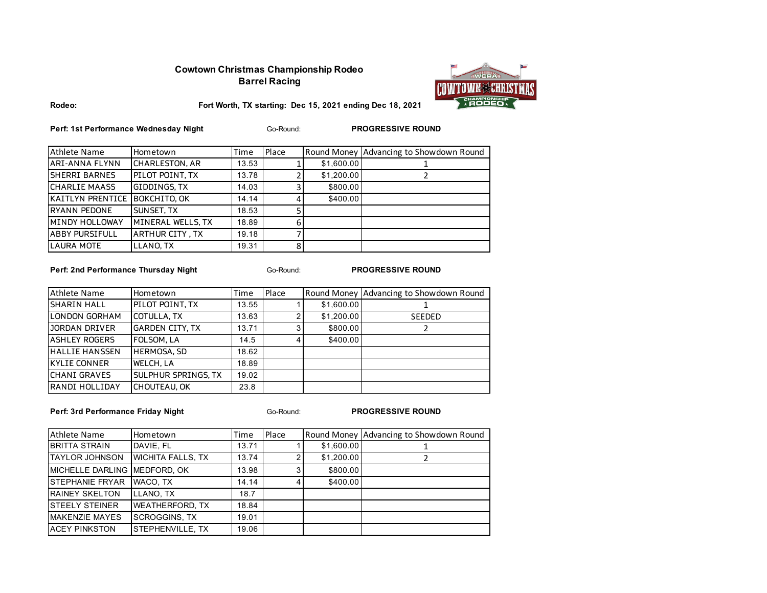**Cowtown Christmas Championship Rodeo**
**Barrel Racing**

**Rodeo:** **Fort Worth, TX starting: Dec 15, 2021 ending Dec 18, 2021**

**Perf: 1st Performance Wednesday Night** Go-Round: **PROGRESSIVE ROUND**

| Athlete Name | Hometown | Time | Place | Round Money | Advancing to Showdown Round |
|---|---|---|---|---|---|
| ARI-ANNA FLYNN | CHARLESTON, AR | 13.53 | 1 | $1,600.00 | 1 |
| SHERRI BARNES | PILOT POINT, TX | 13.78 | 2 | $1,200.00 | 2 |
| CHARLIE MAASS | GIDDINGS, TX | 14.03 | 3 | $800.00 | |
| KAITLYN PRENTICE | BOKCHITO, OK | 14.14 | 4 | $400.00 | |
| RYANN PEDONE | SUNSET, TX | 18.53 | 5 | | |
| MINDY HOLLOWAY | MINERAL WELLS, TX | 18.89 | 6 | | |
| ABBY PURSIFULL | ARTHUR CITY , TX | 19.18 | 7 | | |
| LAURA MOTE | LLANO, TX | 19.31 | 8 | | |

**Perf: 2nd Performance Thursday Night** Go-Round: **PROGRESSIVE ROUND**

| Athlete Name | Hometown | Time | Place | Round Money | Advancing to Showdown Round |
|---|---|---|---|---|---|
| SHARIN HALL | PILOT POINT, TX | 13.55 | 1 | $1,600.00 | 1 |
| LONDON GORHAM | COTULLA, TX | 13.63 | 2 | $1,200.00 | SEEDED |
| JORDAN DRIVER | GARDEN CITY, TX | 13.71 | 3 | $800.00 | 2 |
| ASHLEY ROGERS | FOLSOM, LA | 14.5 | 4 | $400.00 | |
| HALLIE HANSSEN | HERMOSA, SD | 18.62 | | | |
| KYLIE CONNER | WELCH, LA | 18.89 | | | |
| CHANI GRAVES | SULPHUR SPRINGS, TX | 19.02 | | | |
| RANDI HOLLIDAY | CHOUTEAU, OK | 23.8 | | | |

**Perf: 3rd Performance Friday Night** Go-Round: **PROGRESSIVE ROUND**

| Athlete Name | Hometown | Time | Place | Round Money | Advancing to Showdown Round |
|---|---|---|---|---|---|
| BRITTA STRAIN | DAVIE, FL | 13.71 | 1 | $1,600.00 | 1 |
| TAYLOR JOHNSON | WICHITA FALLS, TX | 13.74 | 2 | $1,200.00 | 2 |
| MICHELLE DARLING | MEDFORD, OK | 13.98 | 3 | $800.00 | |
| STEPHANIE FRYAR | WACO, TX | 14.14 | 4 | $400.00 | |
| RAINEY SKELTON | LLANO, TX | 18.7 | | | |
| STEELY STEINER | WEATHERFORD, TX | 18.84 | | | |
| MAKENZIE MAYES | SCROGGINS, TX | 19.01 | | | |
| ACEY PINKSTON | STEPHENVILLE, TX | 19.06 | | | |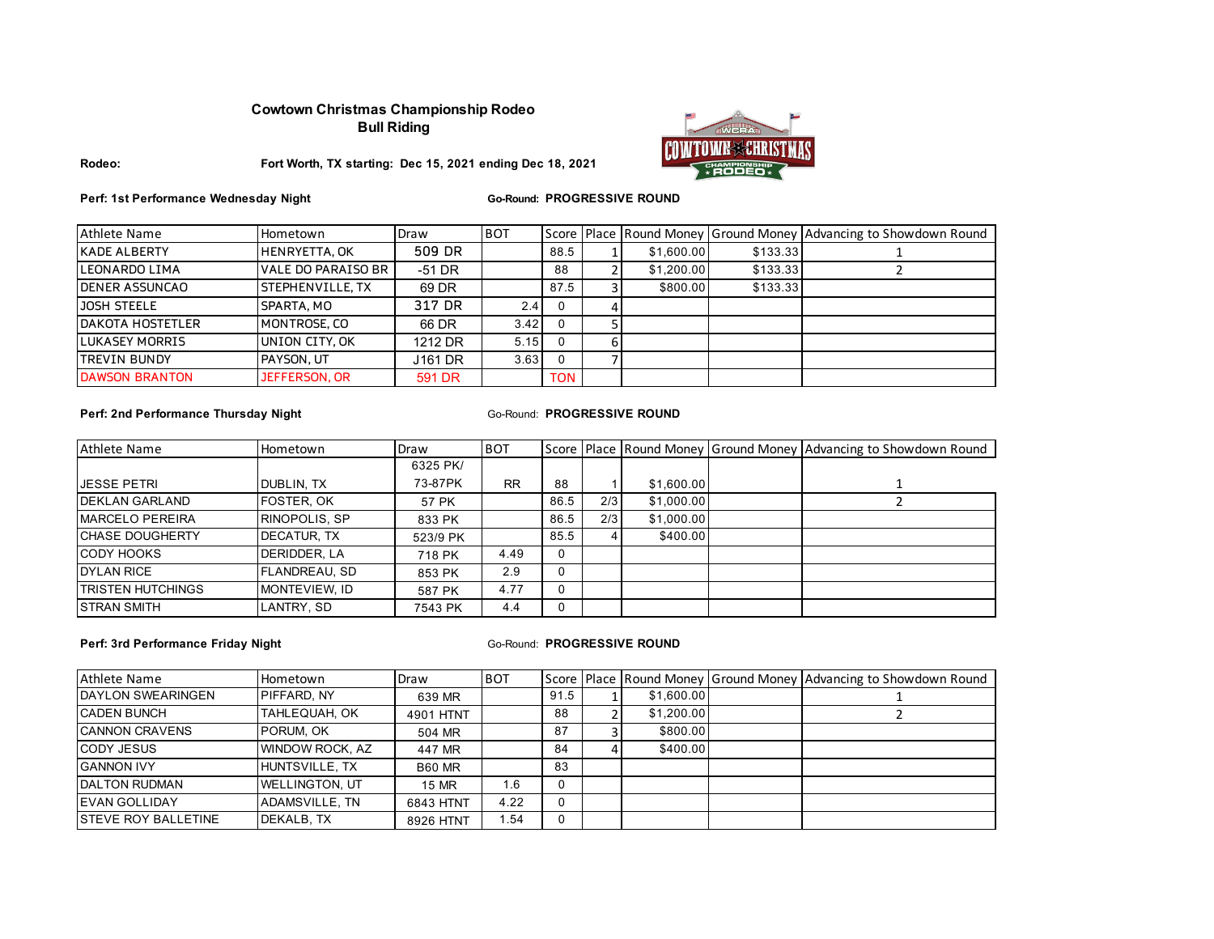**Cowtown Christmas Championship Rodeo**
**Bull Riding**

**Rodeo:** **Fort Worth, TX starting: Dec 15, 2021 ending Dec 18, 2021**

**Perf: 1st Performance Wednesday Night** Go-Round: **PROGRESSIVE ROUND**

| Athlete Name | Hometown | Draw | BOT | Score | Place | Round Money | Ground Money | Advancing to Showdown Round |
|---|---|---|---|---|---|---|---|---|
| KADE ALBERTY | HENRYETTA, OK | 509 DR | | 88.5 | 1 | $1,600.00 | $133.33 | 1 |
| LEONARDO LIMA | VALE DO PARAISO BR | -51 DR | | 88 | 2 | $1,200.00 | $133.33 | 2 |
| DENER ASSUNCAO | STEPHENVILLE, TX | 69 DR | | 87.5 | 3 | $800.00 | $133.33 | |
| JOSH STEELE | SPARTA, MO | 317 DR | 2.4 | 0 | 4 | | | |
| DAKOTA HOSTETLER | MONTROSE, CO | 66 DR | 3.42 | 0 | 5 | | | |
| LUKASEY MORRIS | UNION CITY, OK | 1212 DR | 5.15 | 0 | 6 | | | |
| TREVIN BUNDY | PAYSON, UT | J161 DR | 3.63 | 0 | 7 | | | |
| DAWSON BRANTON | JEFFERSON, OR | 591 DR | | TON | | | | |

**Perf: 2nd Performance Thursday Night** Go-Round: **PROGRESSIVE ROUND**

| Athlete Name | Hometown | Draw | BOT | Score | Place | Round Money | Ground Money | Advancing to Showdown Round |
|---|---|---|---|---|---|---|---|---|
| JESSE PETRI | DUBLIN, TX | 6325 PK/ 73-87PK | RR | 88 | 1 | $1,600.00 | | 1 |
| DEKLAN GARLAND | FOSTER, OK | 57 PK | | 86.5 | 2/3 | $1,000.00 | | 2 |
| MARCELO PEREIRA | RINOPOLIS, SP | 833 PK | | 86.5 | 2/3 | $1,000.00 | | |
| CHASE DOUGHERTY | DECATUR, TX | 523/9 PK | | 85.5 | 4 | $400.00 | | |
| CODY HOOKS | DERIDDER, LA | 718 PK | 4.49 | 0 | | | | |
| DYLAN RICE | FLANDREAU, SD | 853 PK | 2.9 | 0 | | | | |
| TRISTEN HUTCHINGS | MONTEVIEW, ID | 587 PK | 4.77 | 0 | | | | |
| STRAN SMITH | LANTRY, SD | 7543 PK | 4.4 | 0 | | | | |

**Perf: 3rd Performance Friday Night** Go-Round: **PROGRESSIVE ROUND**

| Athlete Name | Hometown | Draw | BOT | Score | Place | Round Money | Ground Money | Advancing to Showdown Round |
|---|---|---|---|---|---|---|---|---|
| DAYLON SWEARINGEN | PIFFARD, NY | 639 MR | | 91.5 | 1 | $1,600.00 | | 1 |
| CADEN BUNCH | TAHLEQUAH, OK | 4901 HTNT | | 88 | 2 | $1,200.00 | | 2 |
| CANNON CRAVENS | PORUM, OK | 504 MR | | 87 | 3 | $800.00 | | |
| CODY JESUS | WINDOW ROCK, AZ | 447 MR | | 84 | 4 | $400.00 | | |
| GANNON IVY | HUNTSVILLE, TX | B60 MR | | 83 | | | | |
| DALTON RUDMAN | WELLINGTON, UT | 15 MR | 1.6 | 0 | | | | |
| EVAN GOLLIDAY | ADAMSVILLE, TN | 6843 HTNT | 4.22 | 0 | | | | |
| STEVE ROY BALLETINE | DEKALB, TX | 8926 HTNT | 1.54 | 0 | | | | |